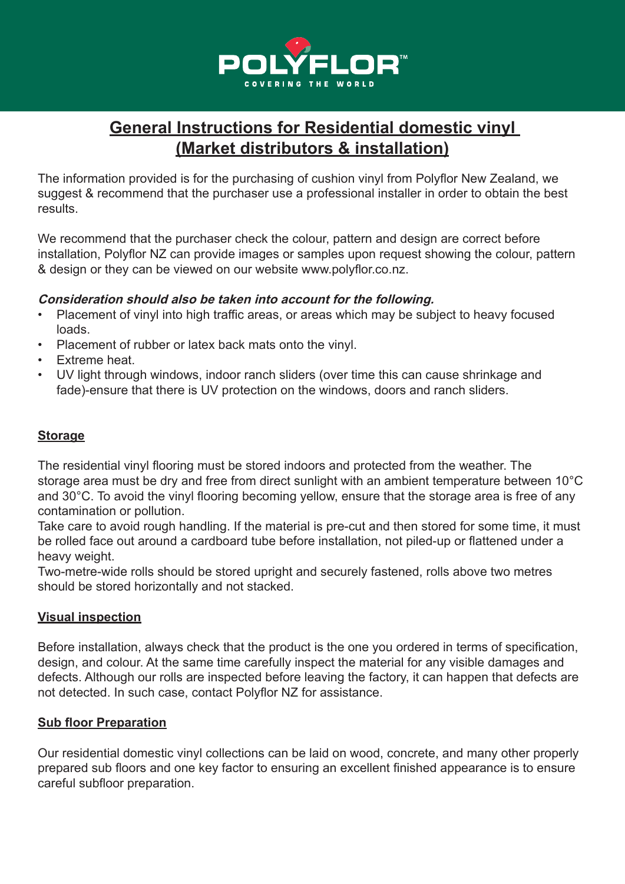POLYFLOR™

COVERING THE WORLD

# General Instructions for Residential domestic vinyl (Market distributors & installation)

The information provided is for the purchasing of cushion vinyl from Polyflor New Zealand, we suggest & recommend that the purchaser use a professional installer in order to obtain the best results.

We recommend that the purchaser check the colour, pattern and design are correct before installation, Polyflor NZ can provide images or samples upon request showing the colour, pattern & design or they can be viewed on our website www.polyflor.co.nz.

***Consideration should also be taken into account for the following.***

- Placement of vinyl into high traffic areas, or areas which may be subject to heavy focused loads.
- Placement of rubber or latex back mats onto the vinyl.
- Extreme heat.
- UV light through windows, indoor ranch sliders (over time this can cause shrinkage and fade)-ensure that there is UV protection on the windows, doors and ranch sliders.

## Storage

The residential vinyl flooring must be stored indoors and protected from the weather. The storage area must be dry and free from direct sunlight with an ambient temperature between 10°C and 30°C. To avoid the vinyl flooring becoming yellow, ensure that the storage area is free of any contamination or pollution.
Take care to avoid rough handling. If the material is pre-cut and then stored for some time, it must be rolled face out around a cardboard tube before installation, not piled-up or flattened under a heavy weight.
Two-metre-wide rolls should be stored upright and securely fastened, rolls above two metres should be stored horizontally and not stacked.

## Visual inspection

Before installation, always check that the product is the one you ordered in terms of specification, design, and colour. At the same time carefully inspect the material for any visible damages and defects. Although our rolls are inspected before leaving the factory, it can happen that defects are not detected. In such case, contact Polyflor NZ for assistance.

## Sub floor Preparation

Our residential domestic vinyl collections can be laid on wood, concrete, and many other properly prepared sub floors and one key factor to ensuring an excellent finished appearance is to ensure careful subfloor preparation.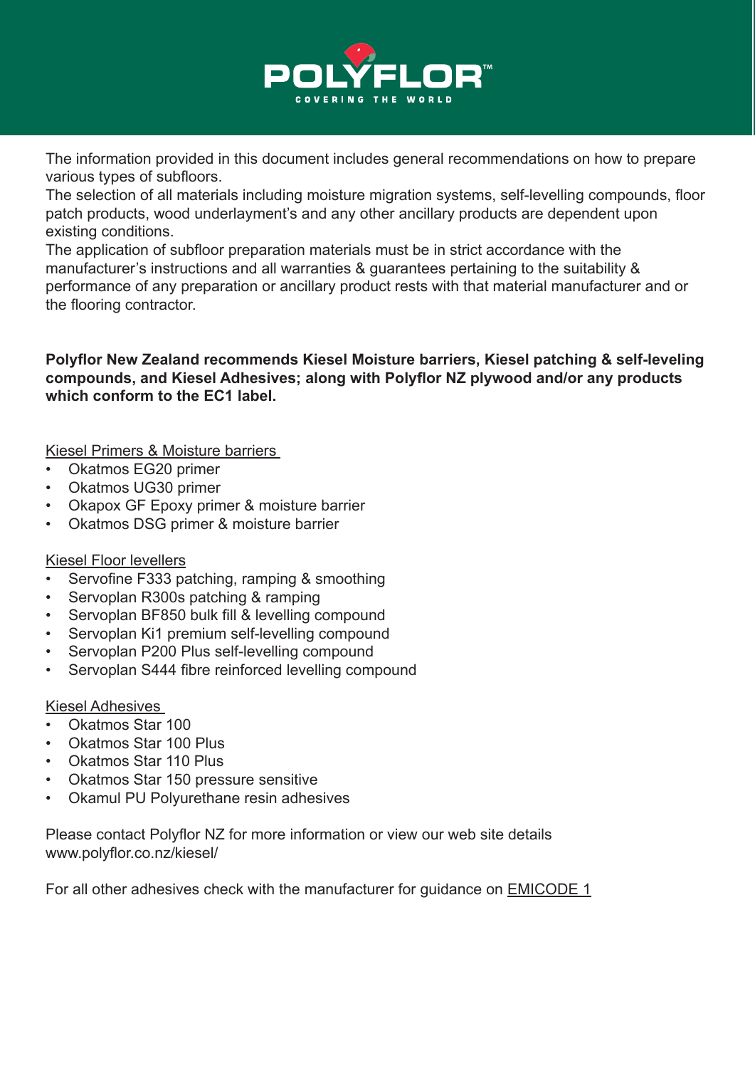The information provided in this document includes general recommendations on how to prepare various types of subfloors.
The selection of all materials including moisture migration systems, self-levelling compounds, floor patch products, wood underlayment's and any other ancillary products are dependent upon existing conditions.
The application of subfloor preparation materials must be in strict accordance with the manufacturer's instructions and all warranties & guarantees pertaining to the suitability & performance of any preparation or ancillary product rests with that material manufacturer and or the flooring contractor.

**Polyflor New Zealand recommends Kiesel Moisture barriers, Kiesel patching & self-leveling compounds, and Kiesel Adhesives; along with Polyflor NZ plywood and/or any products which conform to the EC1 label.**

<u>Kiesel Primers & Moisture barriers</u>

- Okatmos EG20 primer
- Okatmos UG30 primer
- Okapox GF Epoxy primer & moisture barrier
- Okatmos DSG primer & moisture barrier

<u>Kiesel Floor levellers</u>

- Servofine F333 patching, ramping & smoothing
- Servoplan R300s patching & ramping
- Servoplan BF850 bulk fill & levelling compound
- Servoplan Ki1 premium self-levelling compound
- Servoplan P200 Plus self-levelling compound
- Servoplan S444 fibre reinforced levelling compound

<u>Kiesel Adhesives</u>

- Okatmos Star 100
- Okatmos Star 100 Plus
- Okatmos Star 110 Plus
- Okatmos Star 150 pressure sensitive
- Okamul PU Polyurethane resin adhesives

Please contact Polyflor NZ for more information or view our web site details
www.polyflor.co.nz/kiesel/

For all other adhesives check with the manufacturer for guidance on <u>EMICODE 1</u>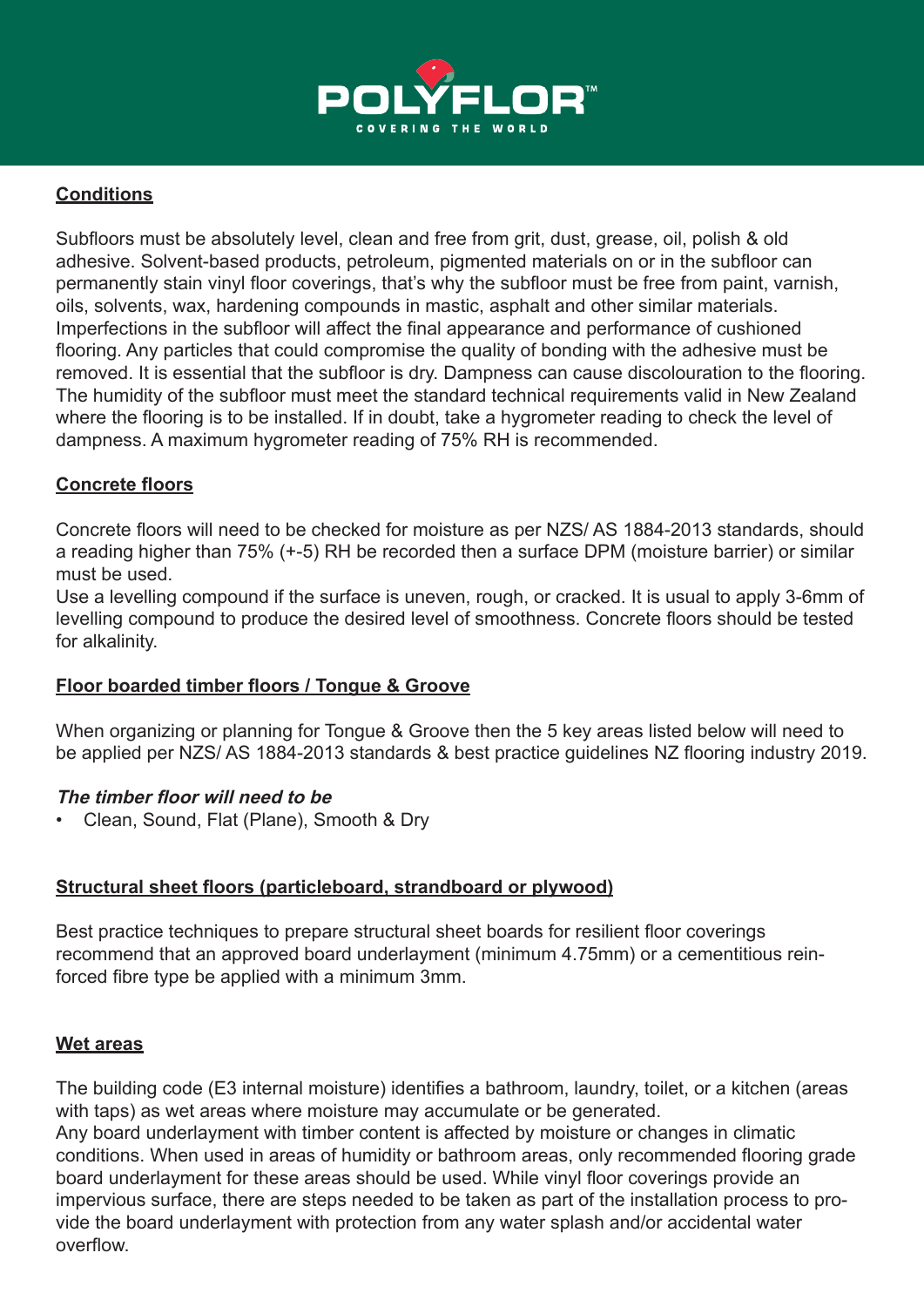## Conditions

Subfloors must be absolutely level, clean and free from grit, dust, grease, oil, polish & old adhesive. Solvent-based products, petroleum, pigmented materials on or in the subfloor can permanently stain vinyl floor coverings, that's why the subfloor must be free from paint, varnish, oils, solvents, wax, hardening compounds in mastic, asphalt and other similar materials. Imperfections in the subfloor will affect the final appearance and performance of cushioned flooring. Any particles that could compromise the quality of bonding with the adhesive must be removed. It is essential that the subfloor is dry. Dampness can cause discolouration to the flooring. The humidity of the subfloor must meet the standard technical requirements valid in New Zealand where the flooring is to be installed. If in doubt, take a hygrometer reading to check the level of dampness. A maximum hygrometer reading of 75% RH is recommended.

## Concrete floors

Concrete floors will need to be checked for moisture as per NZS/ AS 1884-2013 standards, should a reading higher than 75% (+-5) RH be recorded then a surface DPM (moisture barrier) or similar must be used.

Use a levelling compound if the surface is uneven, rough, or cracked. It is usual to apply 3-6mm of levelling compound to produce the desired level of smoothness. Concrete floors should be tested for alkalinity.

## Floor boarded timber floors / Tongue & Groove

When organizing or planning for Tongue & Groove then the 5 key areas listed below will need to be applied per NZS/ AS 1884-2013 standards & best practice guidelines NZ flooring industry 2019.

***The timber floor will need to be***

- Clean, Sound, Flat (Plane), Smooth & Dry

## Structural sheet floors (particleboard, strandboard or plywood)

Best practice techniques to prepare structural sheet boards for resilient floor coverings recommend that an approved board underlayment (minimum 4.75mm) or a cementitious reinforced fibre type be applied with a minimum 3mm.

## Wet areas

The building code (E3 internal moisture) identifies a bathroom, laundry, toilet, or a kitchen (areas with taps) as wet areas where moisture may accumulate or be generated.

Any board underlayment with timber content is affected by moisture or changes in climatic conditions. When used in areas of humidity or bathroom areas, only recommended flooring grade board underlayment for these areas should be used. While vinyl floor coverings provide an impervious surface, there are steps needed to be taken as part of the installation process to provide the board underlayment with protection from any water splash and/or accidental water overflow.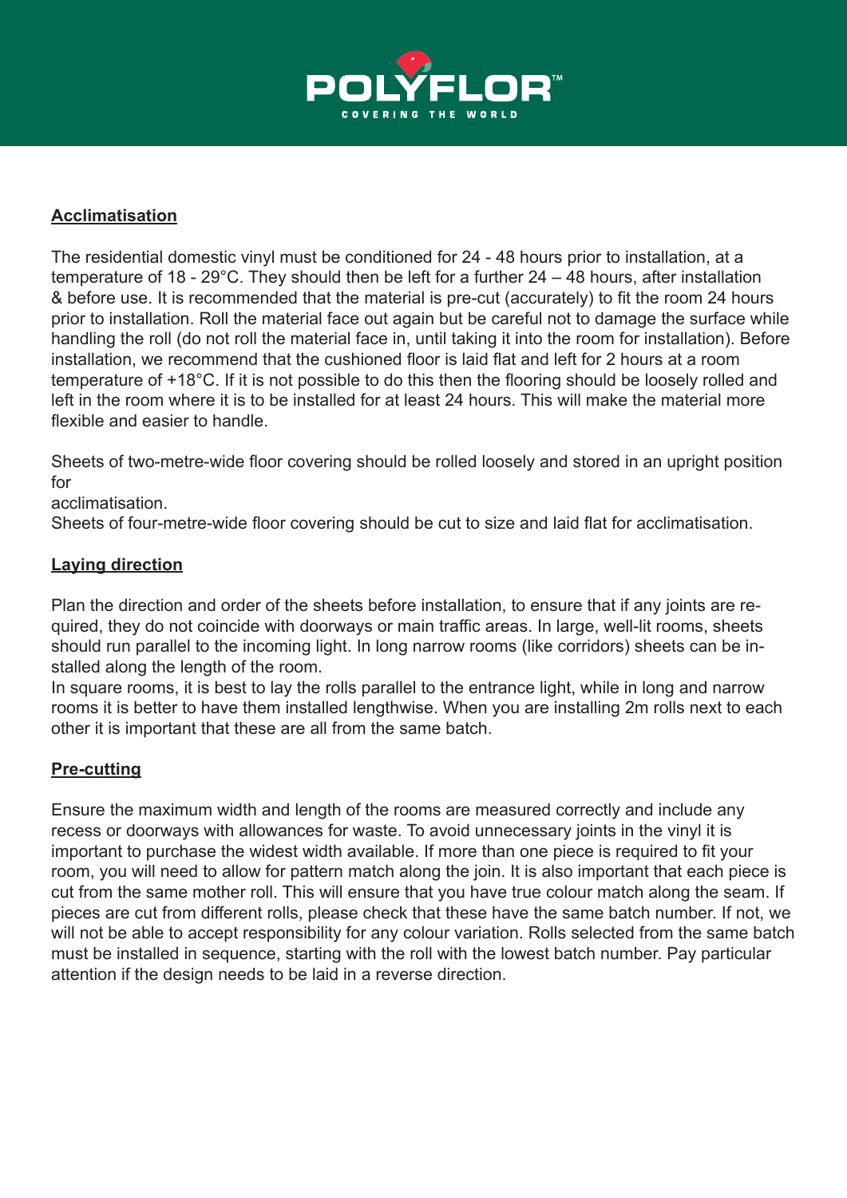## Acclimatisation

The residential domestic vinyl must be conditioned for 24 - 48 hours prior to installation, at a temperature of 18 - 29°C. They should then be left for a further 24 – 48 hours, after installation & before use. It is recommended that the material is pre-cut (accurately) to fit the room 24 hours prior to installation. Roll the material face out again but be careful not to damage the surface while handling the roll (do not roll the material face in, until taking it into the room for installation). Before installation, we recommend that the cushioned floor is laid flat and left for 2 hours at a room temperature of +18°C. If it is not possible to do this then the flooring should be loosely rolled and left in the room where it is to be installed for at least 24 hours. This will make the material more flexible and easier to handle.

Sheets of two-metre-wide floor covering should be rolled loosely and stored in an upright position for acclimatisation.

Sheets of four-metre-wide floor covering should be cut to size and laid flat for acclimatisation.

## Laying direction

Plan the direction and order of the sheets before installation, to ensure that if any joints are required, they do not coincide with doorways or main traffic areas. In large, well-lit rooms, sheets should run parallel to the incoming light. In long narrow rooms (like corridors) sheets can be installed along the length of the room.

In square rooms, it is best to lay the rolls parallel to the entrance light, while in long and narrow rooms it is better to have them installed lengthwise. When you are installing 2m rolls next to each other it is important that these are all from the same batch.

## Pre-cutting

Ensure the maximum width and length of the rooms are measured correctly and include any recess or doorways with allowances for waste. To avoid unnecessary joints in the vinyl it is important to purchase the widest width available. If more than one piece is required to fit your room, you will need to allow for pattern match along the join. It is also important that each piece is cut from the same mother roll. This will ensure that you have true colour match along the seam. If pieces are cut from different rolls, please check that these have the same batch number. If not, we will not be able to accept responsibility for any colour variation. Rolls selected from the same batch must be installed in sequence, starting with the roll with the lowest batch number. Pay particular attention if the design needs to be laid in a reverse direction.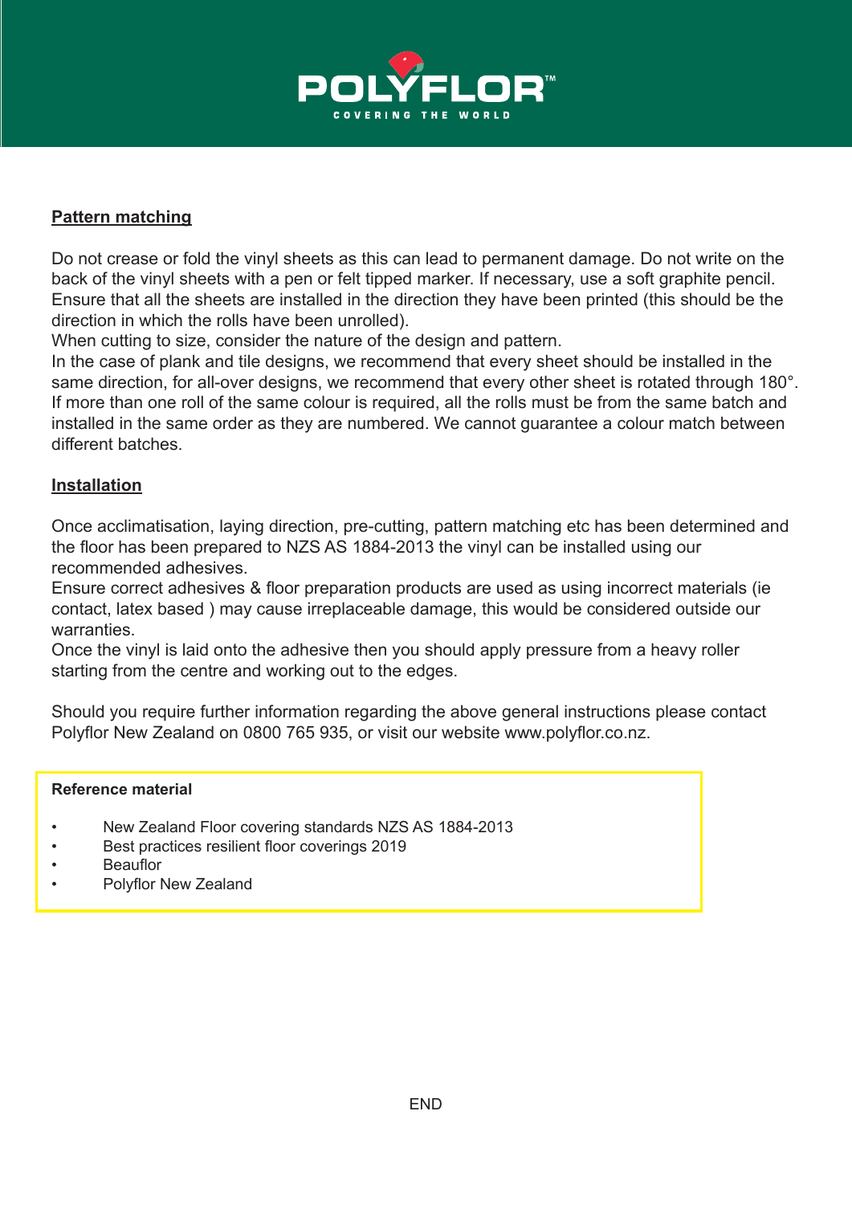## Pattern matching

Do not crease or fold the vinyl sheets as this can lead to permanent damage. Do not write on the back of the vinyl sheets with a pen or felt tipped marker. If necessary, use a soft graphite pencil. Ensure that all the sheets are installed in the direction they have been printed (this should be the direction in which the rolls have been unrolled).
When cutting to size, consider the nature of the design and pattern.
In the case of plank and tile designs, we recommend that every sheet should be installed in the same direction, for all-over designs, we recommend that every other sheet is rotated through 180°.
If more than one roll of the same colour is required, all the rolls must be from the same batch and installed in the same order as they are numbered. We cannot guarantee a colour match between different batches.

## Installation

Once acclimatisation, laying direction, pre-cutting, pattern matching etc has been determined and the floor has been prepared to NZS AS 1884-2013 the vinyl can be installed using our recommended adhesives.
Ensure correct adhesives & floor preparation products are used as using incorrect materials (ie contact, latex based ) may cause irreplaceable damage, this would be considered outside our warranties.
Once the vinyl is laid onto the adhesive then you should apply pressure from a heavy roller starting from the centre and working out to the edges.

Should you require further information regarding the above general instructions please contact Polyflor New Zealand on 0800 765 935, or visit our website www.polyflor.co.nz.

**Reference material**

- New Zealand Floor covering standards NZS AS 1884-2013
- Best practices resilient floor coverings 2019
- Beauflor
- Polyflor New Zealand

END